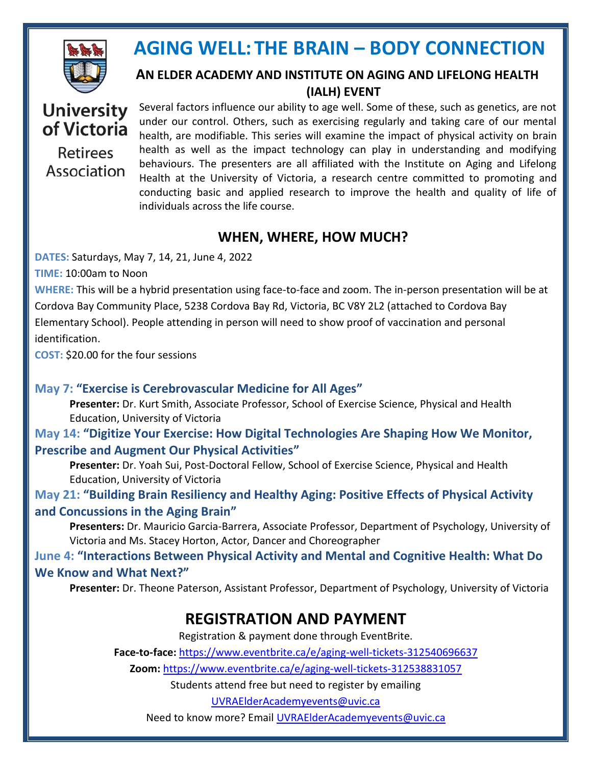University of Victoria

Retirees Association

# AGING WELL: THE BRAIN – BODY CONNECTION

### AN ELDER ACADEMY AND INSTITUTE ON AGING AND LIFELONG HEALTH (IALH) EVENT

Several factors influence our ability to age well. Some of these, such as genetics, are not under our control. Others, such as exercising regularly and taking care of our mental health, are modifiable. This series will examine the impact of physical activity on brain health as well as the impact technology can play in understanding and modifying behaviours. The presenters are all affiliated with the Institute on Aging and Lifelong Health at the University of Victoria, a research centre committed to promoting and conducting basic and applied research to improve the health and quality of life of individuals across the life course.

## WHEN, WHERE, HOW MUCH?

**DATES:** Saturdays, May 7, 14, 21, June 4, 2022

**TIME:** 10:00am to Noon

**WHERE:** This will be a hybrid presentation using face-to-face and zoom. The in-person presentation will be at Cordova Bay Community Place, 5238 Cordova Bay Rd, Victoria, BC V8Y 2L2 (attached to Cordova Bay Elementary School). People attending in person will need to show proof of vaccination and personal identification.

**COST:** $20.00 for the four sessions

### May 7: "Exercise is Cerebrovascular Medicine for All Ages"

**Presenter:** Dr. Kurt Smith, Associate Professor, School of Exercise Science, Physical and Health Education, University of Victoria

### May 14: "Digitize Your Exercise: How Digital Technologies Are Shaping How We Monitor, Prescribe and Augment Our Physical Activities"

**Presenter:** Dr. Yoah Sui, Post-Doctoral Fellow, School of Exercise Science, Physical and Health Education, University of Victoria

### May 21: "Building Brain Resiliency and Healthy Aging: Positive Effects of Physical Activity and Concussions in the Aging Brain"

**Presenters:** Dr. Mauricio Garcia-Barrera, Associate Professor, Department of Psychology, University of Victoria and Ms. Stacey Horton, Actor, Dancer and Choreographer

### June 4: "Interactions Between Physical Activity and Mental and Cognitive Health: What Do We Know and What Next?"

**Presenter:** Dr. Theone Paterson, Assistant Professor, Department of Psychology, University of Victoria

## REGISTRATION AND PAYMENT

Registration & payment done through EventBrite.

**Face-to-face:** https://www.eventbrite.ca/e/aging-well-tickets-312540696637

**Zoom:** https://www.eventbrite.ca/e/aging-well-tickets-312538831057

Students attend free but need to register by emailing UVRAElderAcademyevents@uvic.ca

Need to know more? Email UVRAElderAcademyevents@uvic.ca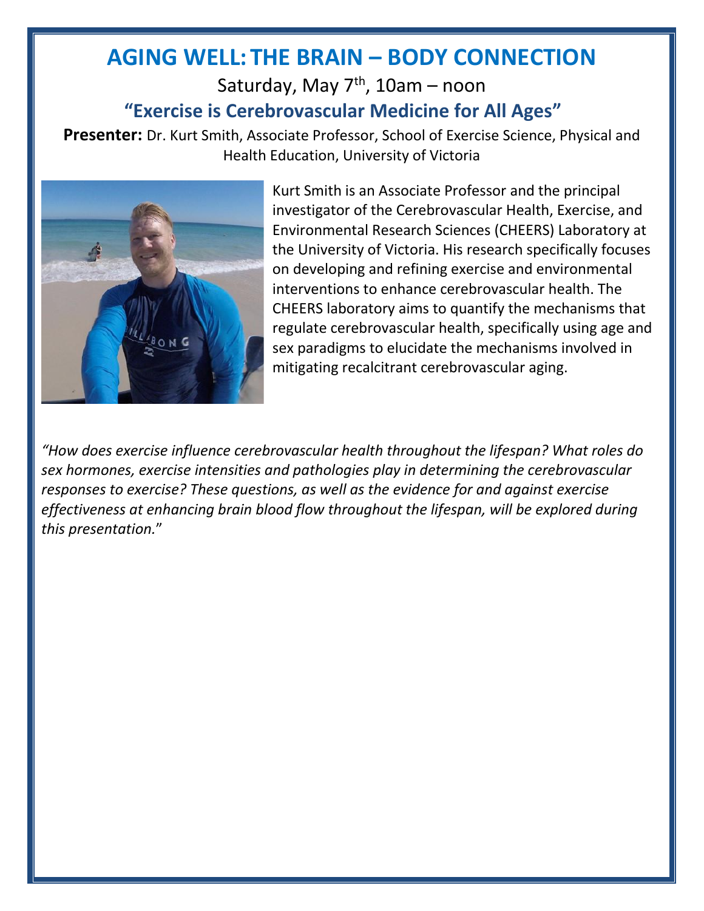# AGING WELL: THE BRAIN – BODY CONNECTION

Saturday, May 7th, 10am – noon

## "Exercise is Cerebrovascular Medicine for All Ages"

**Presenter:** Dr. Kurt Smith, Associate Professor, School of Exercise Science, Physical and Health Education, University of Victoria

Kurt Smith is an Associate Professor and the principal investigator of the Cerebrovascular Health, Exercise, and Environmental Research Sciences (CHEERS) Laboratory at the University of Victoria. His research specifically focuses on developing and refining exercise and environmental interventions to enhance cerebrovascular health. The CHEERS laboratory aims to quantify the mechanisms that regulate cerebrovascular health, specifically using age and sex paradigms to elucidate the mechanisms involved in mitigating recalcitrant cerebrovascular aging.

*"How does exercise influence cerebrovascular health throughout the lifespan? What roles do sex hormones, exercise intensities and pathologies play in determining the cerebrovascular responses to exercise? These questions, as well as the evidence for and against exercise effectiveness at enhancing brain blood flow throughout the lifespan, will be explored during this presentation."*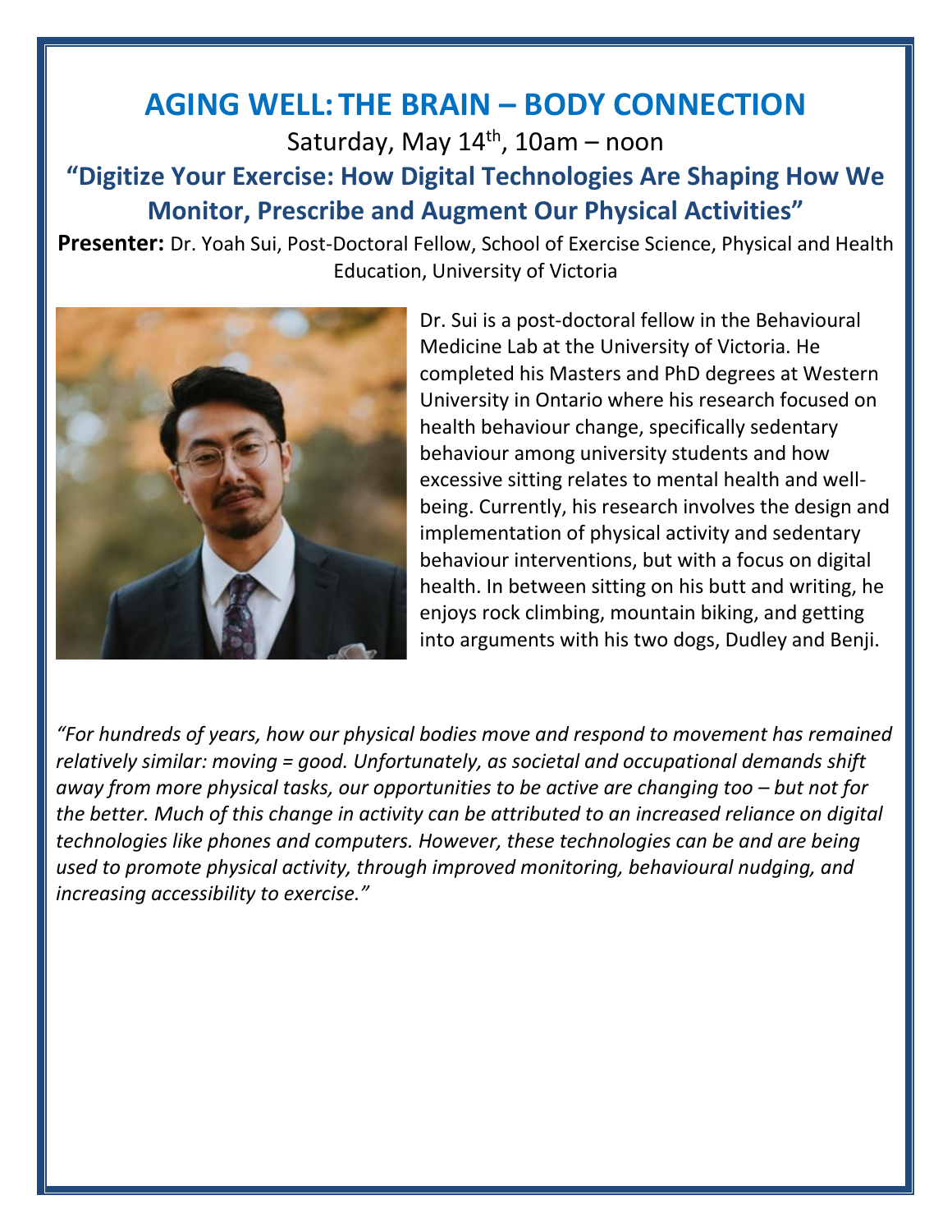# AGING WELL: THE BRAIN – BODY CONNECTION

Saturday, May 14th, 10am – noon

## "Digitize Your Exercise: How Digital Technologies Are Shaping How We Monitor, Prescribe and Augment Our Physical Activities"

**Presenter:** Dr. Yoah Sui, Post-Doctoral Fellow, School of Exercise Science, Physical and Health Education, University of Victoria

Dr. Sui is a post-doctoral fellow in the Behavioural Medicine Lab at the University of Victoria. He completed his Masters and PhD degrees at Western University in Ontario where his research focused on health behaviour change, specifically sedentary behaviour among university students and how excessive sitting relates to mental health and well-being. Currently, his research involves the design and implementation of physical activity and sedentary behaviour interventions, but with a focus on digital health. In between sitting on his butt and writing, he enjoys rock climbing, mountain biking, and getting into arguments with his two dogs, Dudley and Benji.

*"For hundreds of years, how our physical bodies move and respond to movement has remained relatively similar: moving = good. Unfortunately, as societal and occupational demands shift away from more physical tasks, our opportunities to be active are changing too – but not for the better. Much of this change in activity can be attributed to an increased reliance on digital technologies like phones and computers. However, these technologies can be and are being used to promote physical activity, through improved monitoring, behavioural nudging, and increasing accessibility to exercise."*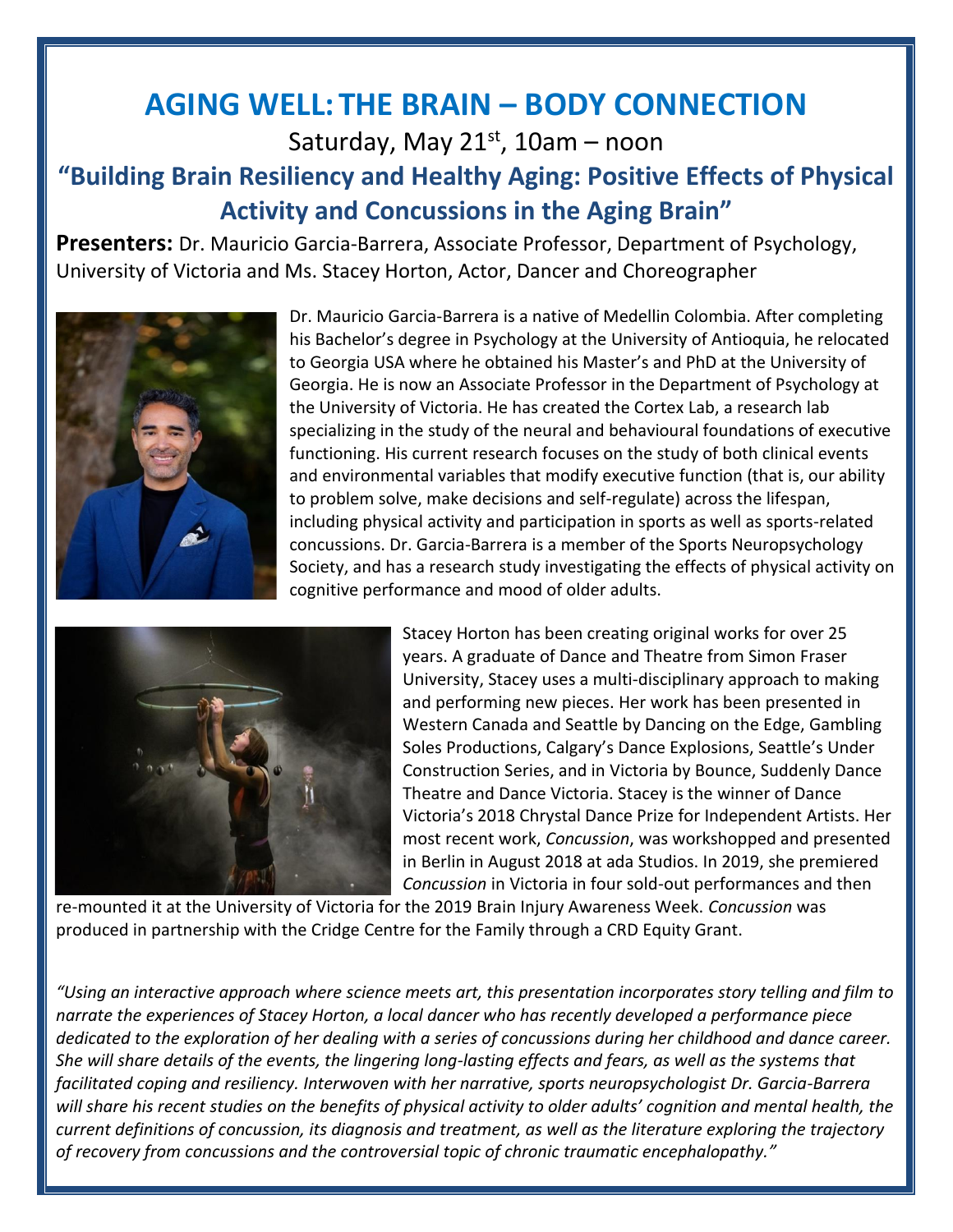# AGING WELL: THE BRAIN – BODY CONNECTION

Saturday, May 21st, 10am – noon

## "Building Brain Resiliency and Healthy Aging: Positive Effects of Physical Activity and Concussions in the Aging Brain"

**Presenters:** Dr. Mauricio Garcia-Barrera, Associate Professor, Department of Psychology, University of Victoria and Ms. Stacey Horton, Actor, Dancer and Choreographer

Dr. Mauricio Garcia-Barrera is a native of Medellin Colombia. After completing his Bachelor's degree in Psychology at the University of Antioquia, he relocated to Georgia USA where he obtained his Master's and PhD at the University of Georgia. He is now an Associate Professor in the Department of Psychology at the University of Victoria. He has created the Cortex Lab, a research lab specializing in the study of the neural and behavioural foundations of executive functioning. His current research focuses on the study of both clinical events and environmental variables that modify executive function (that is, our ability to problem solve, make decisions and self-regulate) across the lifespan, including physical activity and participation in sports as well as sports-related concussions. Dr. Garcia-Barrera is a member of the Sports Neuropsychology Society, and has a research study investigating the effects of physical activity on cognitive performance and mood of older adults.

Stacey Horton has been creating original works for over 25 years. A graduate of Dance and Theatre from Simon Fraser University, Stacey uses a multi-disciplinary approach to making and performing new pieces. Her work has been presented in Western Canada and Seattle by Dancing on the Edge, Gambling Soles Productions, Calgary's Dance Explosions, Seattle's Under Construction Series, and in Victoria by Bounce, Suddenly Dance Theatre and Dance Victoria. Stacey is the winner of Dance Victoria's 2018 Chrystal Dance Prize for Independent Artists. Her most recent work, *Concussion*, was workshopped and presented in Berlin in August 2018 at ada Studios. In 2019, she premiered *Concussion* in Victoria in four sold-out performances and then re-mounted it at the University of Victoria for the 2019 Brain Injury Awareness Week. *Concussion* was produced in partnership with the Cridge Centre for the Family through a CRD Equity Grant.

*"Using an interactive approach where science meets art, this presentation incorporates story telling and film to narrate the experiences of Stacey Horton, a local dancer who has recently developed a performance piece dedicated to the exploration of her dealing with a series of concussions during her childhood and dance career. She will share details of the events, the lingering long-lasting effects and fears, as well as the systems that facilitated coping and resiliency. Interwoven with her narrative, sports neuropsychologist Dr. Garcia-Barrera will share his recent studies on the benefits of physical activity to older adults' cognition and mental health, the current definitions of concussion, its diagnosis and treatment, as well as the literature exploring the trajectory of recovery from concussions and the controversial topic of chronic traumatic encephalopathy."*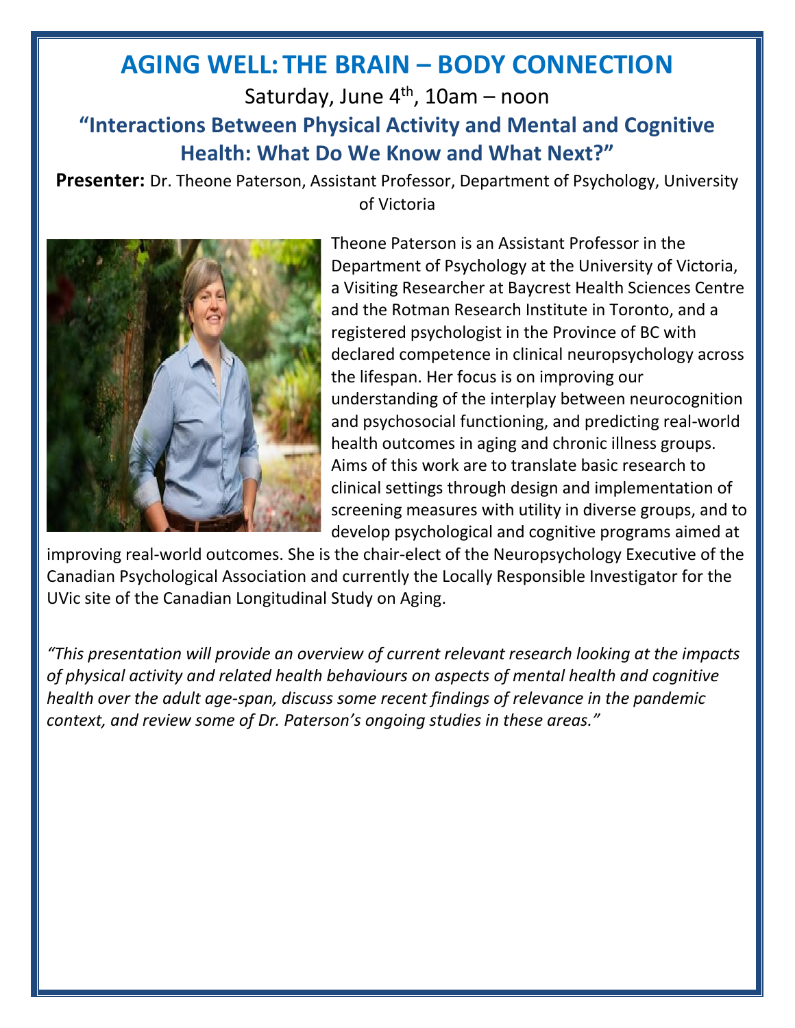# AGING WELL: THE BRAIN – BODY CONNECTION

Saturday, June 4th, 10am – noon

## "Interactions Between Physical Activity and Mental and Cognitive Health: What Do We Know and What Next?"

**Presenter:** Dr. Theone Paterson, Assistant Professor, Department of Psychology, University of Victoria

Theone Paterson is an Assistant Professor in the Department of Psychology at the University of Victoria, a Visiting Researcher at Baycrest Health Sciences Centre and the Rotman Research Institute in Toronto, and a registered psychologist in the Province of BC with declared competence in clinical neuropsychology across the lifespan. Her focus is on improving our understanding of the interplay between neurocognition and psychosocial functioning, and predicting real-world health outcomes in aging and chronic illness groups. Aims of this work are to translate basic research to clinical settings through design and implementation of screening measures with utility in diverse groups, and to develop psychological and cognitive programs aimed at improving real-world outcomes. She is the chair-elect of the Neuropsychology Executive of the Canadian Psychological Association and currently the Locally Responsible Investigator for the UVic site of the Canadian Longitudinal Study on Aging.

*"This presentation will provide an overview of current relevant research looking at the impacts of physical activity and related health behaviours on aspects of mental health and cognitive health over the adult age-span, discuss some recent findings of relevance in the pandemic context, and review some of Dr. Paterson's ongoing studies in these areas."*